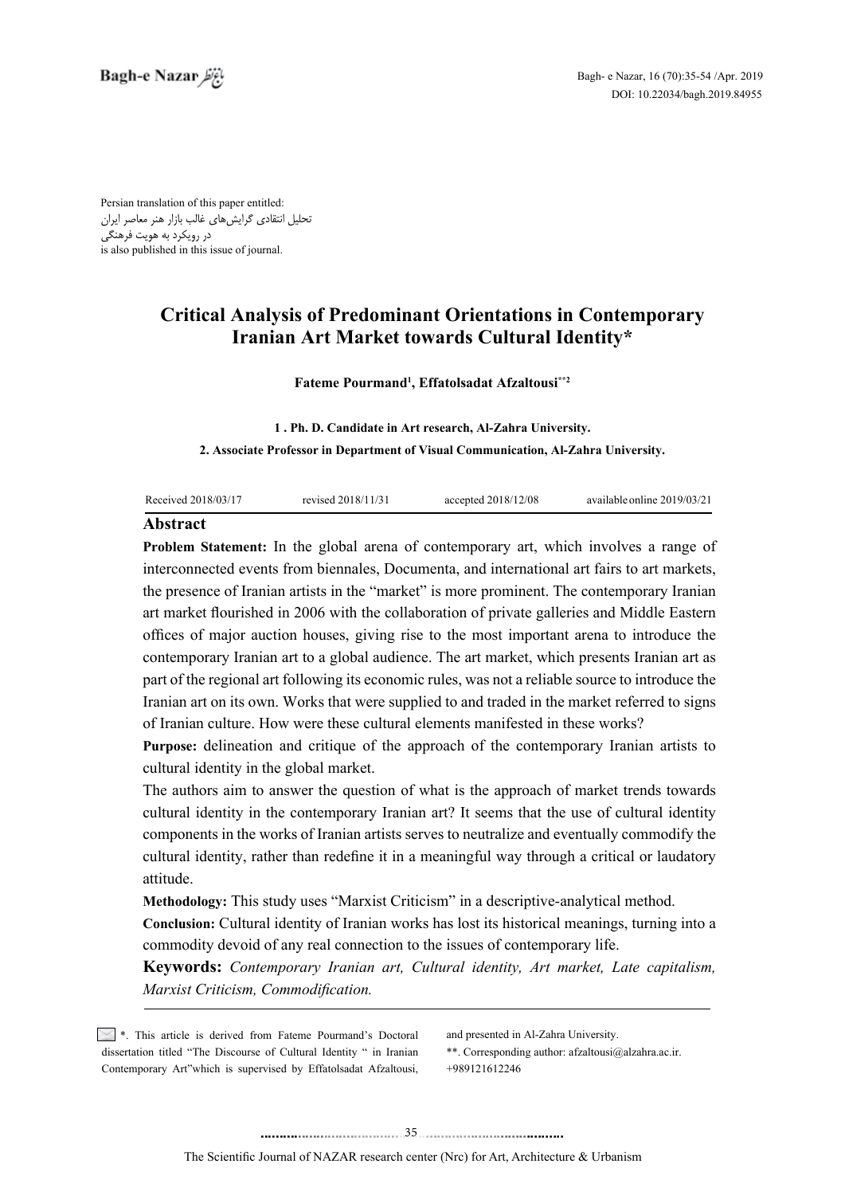Persian translation of this paper entitled:
تحلیل انتقادی گرایش‌های غالب بازار هنر معاصر ایران
در رویکرد به هویت فرهنگی
is also published in this issue of journal.

# Critical Analysis of Predominant Orientations in Contemporary Iranian Art Market towards Cultural Identity*

**Fateme Pourmand[1], Effatolsadat Afzaltousi[**2]**

**1 . Ph. D. Candidate in Art research, Al-Zahra University.**

**2. Associate Professor in Department of Visual Communication, Al-Zahra University.**

| Received 2018/03/17 | revised 2018/11/31 | accepted 2018/12/08 | available online 2019/03/21 |
|---|---|---|---|

## Abstract

**Problem Statement:** In the global arena of contemporary art, which involves a range of interconnected events from biennales, Documenta, and international art fairs to art markets, the presence of Iranian artists in the "market" is more prominent. The contemporary Iranian art market flourished in 2006 with the collaboration of private galleries and Middle Eastern offices of major auction houses, giving rise to the most important arena to introduce the contemporary Iranian art to a global audience. The art market, which presents Iranian art as part of the regional art following its economic rules, was not a reliable source to introduce the Iranian art on its own. Works that were supplied to and traded in the market referred to signs of Iranian culture. How were these cultural elements manifested in these works?

**Purpose:** delineation and critique of the approach of the contemporary Iranian artists to cultural identity in the global market.

The authors aim to answer the question of what is the approach of market trends towards cultural identity in the contemporary Iranian art? It seems that the use of cultural identity components in the works of Iranian artists serves to neutralize and eventually commodify the cultural identity, rather than redefine it in a meaningful way through a critical or laudatory attitude.

**Methodology:** This study uses "Marxist Criticism" in a descriptive-analytical method.

**Conclusion:** Cultural identity of Iranian works has lost its historical meanings, turning into a commodity devoid of any real connection to the issues of contemporary life.

**Keywords:** *Contemporary Iranian art, Cultural identity, Art market, Late capitalism, Marxist Criticism, Commodification.*

---

*. This article is derived from Fateme Pourmand's Doctoral dissertation titled "The Discourse of Cultural Identity " in Iranian Contemporary Art"which is supervised by Effatolsadat Afzaltousi, and presented in Al-Zahra University.

**. Corresponding author: afzaltousi@alzahra.ac.ir. +989121612246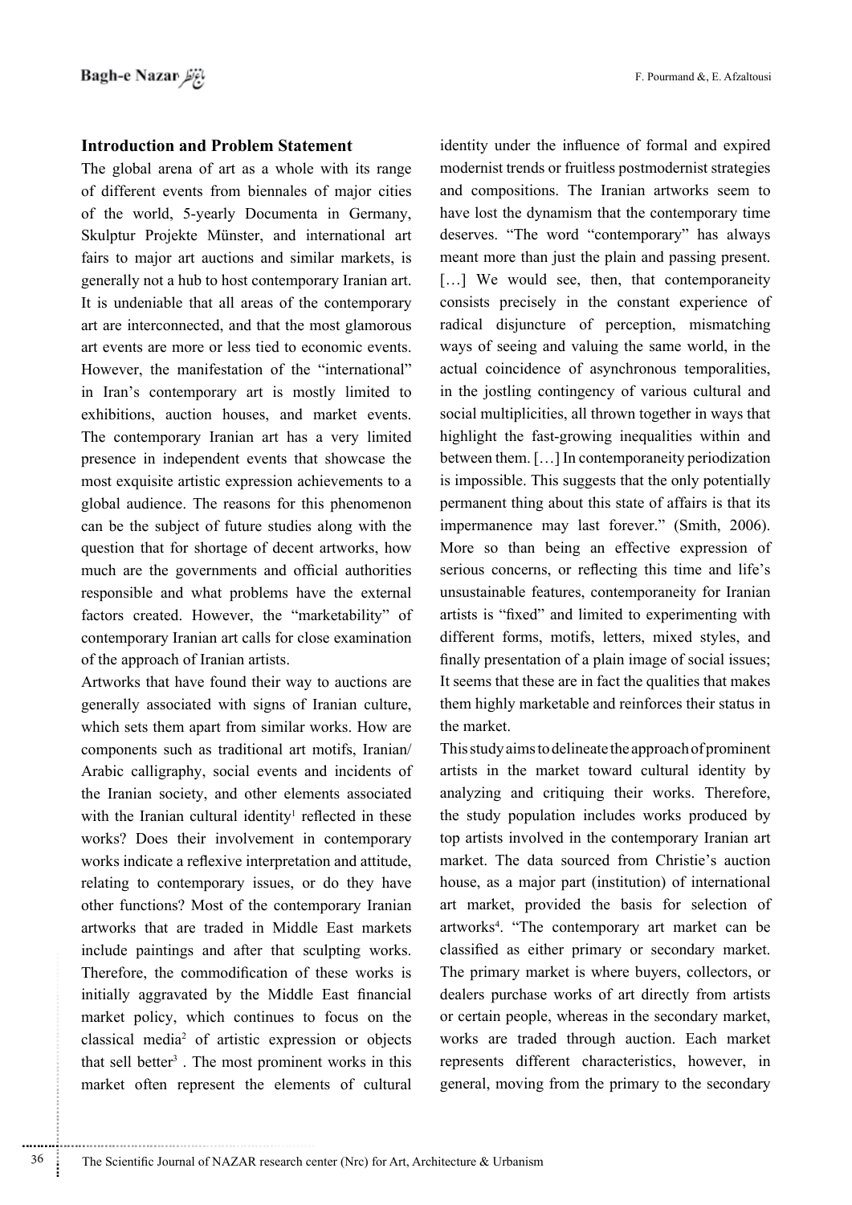## Introduction and Problem Statement

The global arena of art as a whole with its range of different events from biennales of major cities of the world, 5-yearly Documenta in Germany, Skulptur Projekte Münster, and international art fairs to major art auctions and similar markets, is generally not a hub to host contemporary Iranian art. It is undeniable that all areas of the contemporary art are interconnected, and that the most glamorous art events are more or less tied to economic events. However, the manifestation of the "international" in Iran's contemporary art is mostly limited to exhibitions, auction houses, and market events. The contemporary Iranian art has a very limited presence in independent events that showcase the most exquisite artistic expression achievements to a global audience. The reasons for this phenomenon can be the subject of future studies along with the question that for shortage of decent artworks, how much are the governments and official authorities responsible and what problems have the external factors created. However, the "marketability" of contemporary Iranian art calls for close examination of the approach of Iranian artists.

Artworks that have found their way to auctions are generally associated with signs of Iranian culture, which sets them apart from similar works. How are components such as traditional art motifs, Iranian/ Arabic calligraphy, social events and incidents of the Iranian society, and other elements associated with the Iranian cultural identity[1] reflected in these works? Does their involvement in contemporary works indicate a reflexive interpretation and attitude, relating to contemporary issues, or do they have other functions? Most of the contemporary Iranian artworks that are traded in Middle East markets include paintings and after that sculpting works. Therefore, the commodification of these works is initially aggravated by the Middle East financial market policy, which continues to focus on the classical media[2] of artistic expression or objects that sell better[3] . The most prominent works in this market often represent the elements of cultural identity under the influence of formal and expired modernist trends or fruitless postmodernist strategies and compositions. The Iranian artworks seem to have lost the dynamism that the contemporary time deserves. "The word "contemporary" has always meant more than just the plain and passing present. […] We would see, then, that contemporaneity consists precisely in the constant experience of radical disjuncture of perception, mismatching ways of seeing and valuing the same world, in the actual coincidence of asynchronous temporalities, in the jostling contingency of various cultural and social multiplicities, all thrown together in ways that highlight the fast-growing inequalities within and between them. […] In contemporaneity periodization is impossible. This suggests that the only potentially permanent thing about this state of affairs is that its impermanence may last forever." (Smith, 2006). More so than being an effective expression of serious concerns, or reflecting this time and life's unsustainable features, contemporaneity for Iranian artists is "fixed" and limited to experimenting with different forms, motifs, letters, mixed styles, and finally presentation of a plain image of social issues; It seems that these are in fact the qualities that makes them highly marketable and reinforces their status in the market.

This study aims to delineate the approach of prominent artists in the market toward cultural identity by analyzing and critiquing their works. Therefore, the study population includes works produced by top artists involved in the contemporary Iranian art market. The data sourced from Christie's auction house, as a major part (institution) of international art market, provided the basis for selection of artworks[4]. "The contemporary art market can be classified as either primary or secondary market. The primary market is where buyers, collectors, or dealers purchase works of art directly from artists or certain people, whereas in the secondary market, works are traded through auction. Each market represents different characteristics, however, in general, moving from the primary to the secondary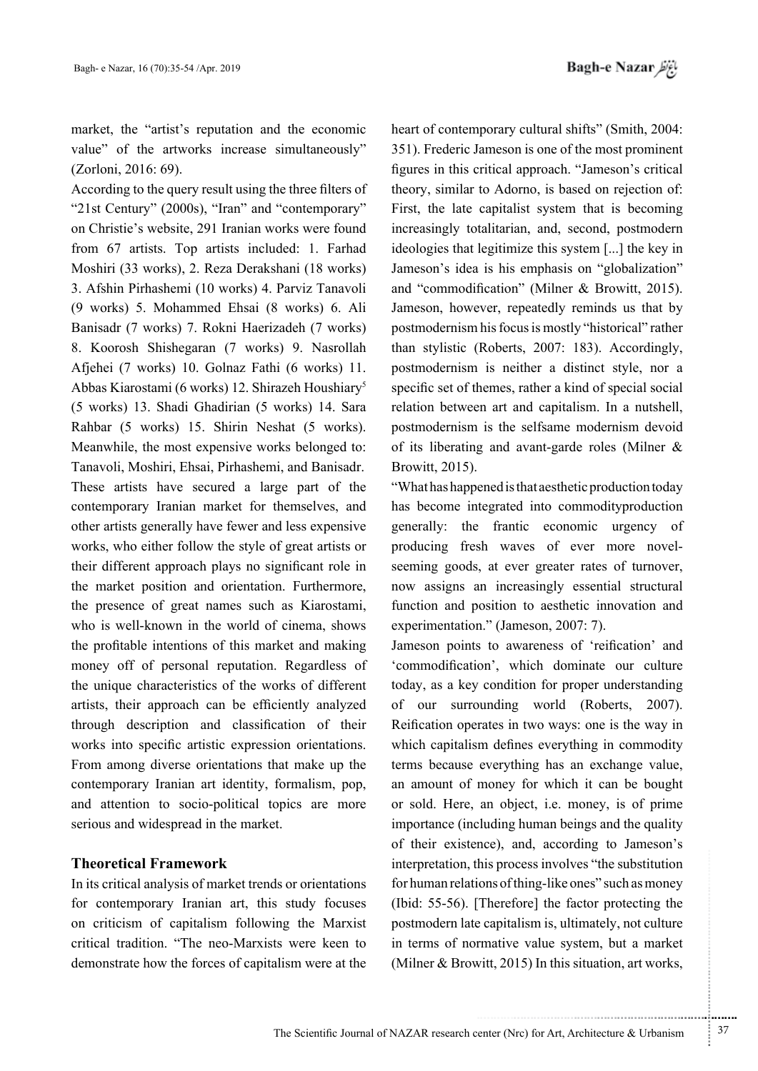market, the "artist's reputation and the economic value" of the artworks increase simultaneously" (Zorloni, 2016: 69).

According to the query result using the three filters of "21st Century" (2000s), "Iran" and "contemporary" on Christie's website, 291 Iranian works were found from 67 artists. Top artists included: 1. Farhad Moshiri (33 works), 2. Reza Derakshani (18 works) 3. Afshin Pirhashemi (10 works) 4. Parviz Tanavoli (9 works) 5. Mohammed Ehsai (8 works) 6. Ali Banisadr (7 works) 7. Rokni Haerizadeh (7 works) 8. Koorosh Shishegaran (7 works) 9. Nasrollah Afjehei (7 works) 10. Golnaz Fathi (6 works) 11. Abbas Kiarostami (6 works) 12. Shirazeh Houshiary[5] (5 works) 13. Shadi Ghadirian (5 works) 14. Sara Rahbar (5 works) 15. Shirin Neshat (5 works). Meanwhile, the most expensive works belonged to: Tanavoli, Moshiri, Ehsai, Pirhashemi, and Banisadr. These artists have secured a large part of the contemporary Iranian market for themselves, and other artists generally have fewer and less expensive works, who either follow the style of great artists or their different approach plays no significant role in the market position and orientation. Furthermore, the presence of great names such as Kiarostami, who is well-known in the world of cinema, shows the profitable intentions of this market and making money off of personal reputation. Regardless of the unique characteristics of the works of different artists, their approach can be efficiently analyzed through description and classification of their works into specific artistic expression orientations. From among diverse orientations that make up the contemporary Iranian art identity, formalism, pop, and attention to socio-political topics are more serious and widespread in the market.

## Theoretical Framework

In its critical analysis of market trends or orientations for contemporary Iranian art, this study focuses on criticism of capitalism following the Marxist critical tradition. "The neo-Marxists were keen to demonstrate how the forces of capitalism were at the heart of contemporary cultural shifts" (Smith, 2004: 351). Frederic Jameson is one of the most prominent figures in this critical approach. "Jameson's critical theory, similar to Adorno, is based on rejection of: First, the late capitalist system that is becoming increasingly totalitarian, and, second, postmodern ideologies that legitimize this system [...] the key in Jameson's idea is his emphasis on "globalization" and "commodification" (Milner & Browitt, 2015). Jameson, however, repeatedly reminds us that by postmodernism his focus is mostly "historical" rather than stylistic (Roberts, 2007: 183). Accordingly, postmodernism is neither a distinct style, nor a specific set of themes, rather a kind of special social relation between art and capitalism. In a nutshell, postmodernism is the selfsame modernism devoid of its liberating and avant-garde roles (Milner & Browitt, 2015).

"What has happened is that aesthetic production today has become integrated into commodityproduction generally: the frantic economic urgency of producing fresh waves of ever more novel-seeming goods, at ever greater rates of turnover, now assigns an increasingly essential structural function and position to aesthetic innovation and experimentation." (Jameson, 2007: 7).

Jameson points to awareness of 'reification' and 'commodification', which dominate our culture today, as a key condition for proper understanding of our surrounding world (Roberts, 2007). Reification operates in two ways: one is the way in which capitalism defines everything in commodity terms because everything has an exchange value, an amount of money for which it can be bought or sold. Here, an object, i.e. money, is of prime importance (including human beings and the quality of their existence), and, according to Jameson's interpretation, this process involves "the substitution for human relations of thing-like ones" such as money (Ibid: 55-56). [Therefore] the factor protecting the postmodern late capitalism is, ultimately, not culture in terms of normative value system, but a market (Milner & Browitt, 2015) In this situation, art works,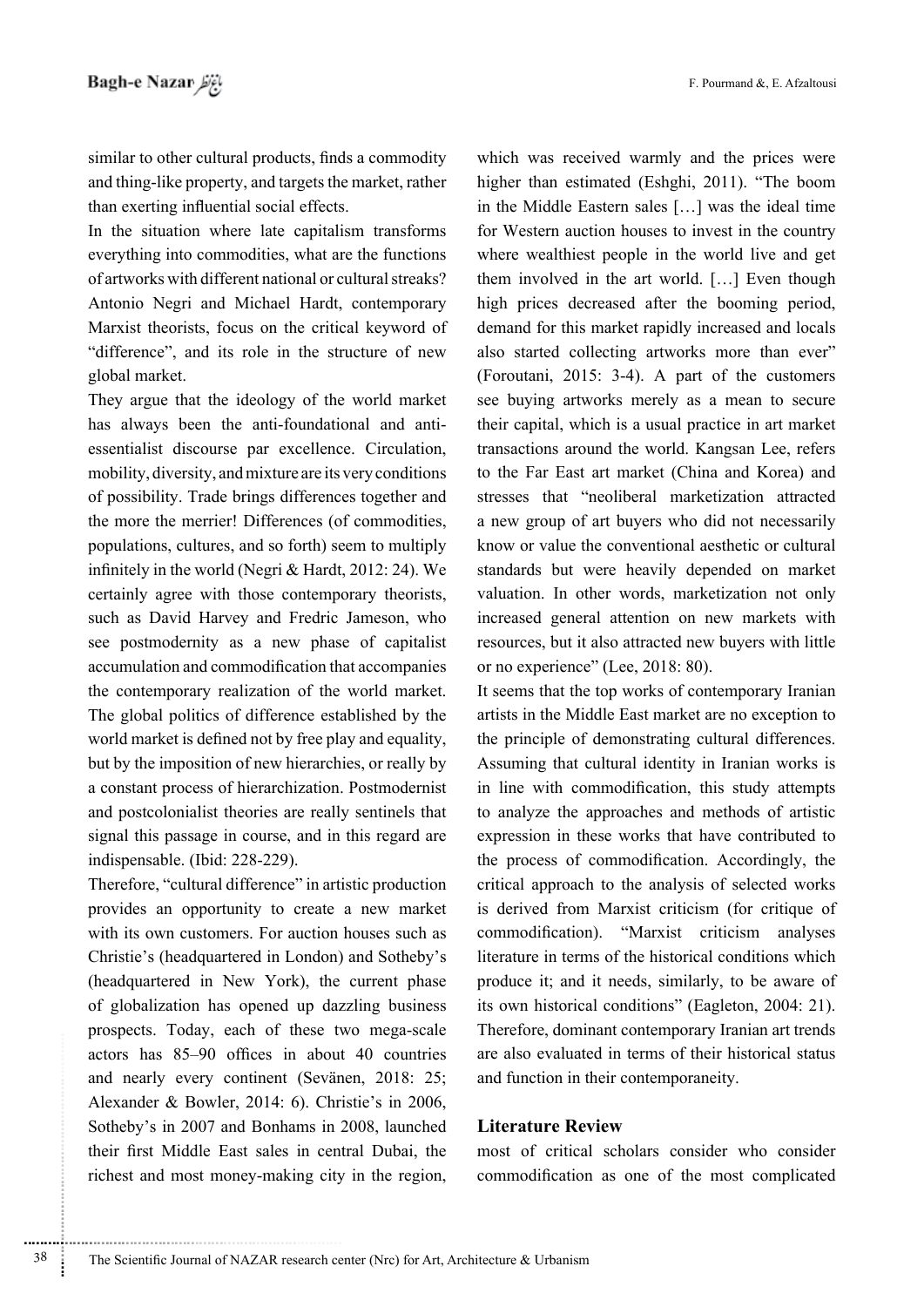similar to other cultural products, finds a commodity and thing-like property, and targets the market, rather than exerting influential social effects.

In the situation where late capitalism transforms everything into commodities, what are the functions of artworks with different national or cultural streaks? Antonio Negri and Michael Hardt, contemporary Marxist theorists, focus on the critical keyword of "difference", and its role in the structure of new global market.

They argue that the ideology of the world market has always been the anti-foundational and anti-essentialist discourse par excellence. Circulation, mobility, diversity, and mixture are its very conditions of possibility. Trade brings differences together and the more the merrier! Differences (of commodities, populations, cultures, and so forth) seem to multiply infinitely in the world (Negri & Hardt, 2012: 24). We certainly agree with those contemporary theorists, such as David Harvey and Fredric Jameson, who see postmodernity as a new phase of capitalist accumulation and commodification that accompanies the contemporary realization of the world market. The global politics of difference established by the world market is defined not by free play and equality, but by the imposition of new hierarchies, or really by a constant process of hierarchization. Postmodernist and postcolonialist theories are really sentinels that signal this passage in course, and in this regard are indispensable. (Ibid: 228-229).

Therefore, "cultural difference" in artistic production provides an opportunity to create a new market with its own customers. For auction houses such as Christie's (headquartered in London) and Sotheby's (headquartered in New York), the current phase of globalization has opened up dazzling business prospects. Today, each of these two mega-scale actors has 85–90 offices in about 40 countries and nearly every continent (Sevänen, 2018: 25; Alexander & Bowler, 2014: 6). Christie's in 2006, Sotheby's in 2007 and Bonhams in 2008, launched their first Middle East sales in central Dubai, the richest and most money-making city in the region, which was received warmly and the prices were higher than estimated (Eshghi, 2011). "The boom in the Middle Eastern sales […] was the ideal time for Western auction houses to invest in the country where wealthiest people in the world live and get them involved in the art world. […] Even though high prices decreased after the booming period, demand for this market rapidly increased and locals also started collecting artworks more than ever" (Foroutani, 2015: 3-4). A part of the customers see buying artworks merely as a mean to secure their capital, which is a usual practice in art market transactions around the world. Kangsan Lee, refers to the Far East art market (China and Korea) and stresses that "neoliberal marketization attracted a new group of art buyers who did not necessarily know or value the conventional aesthetic or cultural standards but were heavily depended on market valuation. In other words, marketization not only increased general attention on new markets with resources, but it also attracted new buyers with little or no experience" (Lee, 2018: 80).

It seems that the top works of contemporary Iranian artists in the Middle East market are no exception to the principle of demonstrating cultural differences. Assuming that cultural identity in Iranian works is in line with commodification, this study attempts to analyze the approaches and methods of artistic expression in these works that have contributed to the process of commodification. Accordingly, the critical approach to the analysis of selected works is derived from Marxist criticism (for critique of commodification). "Marxist criticism analyses literature in terms of the historical conditions which produce it; and it needs, similarly, to be aware of its own historical conditions" (Eagleton, 2004: 21). Therefore, dominant contemporary Iranian art trends are also evaluated in terms of their historical status and function in their contemporaneity.

## Literature Review

most of critical scholars consider who consider commodification as one of the most complicated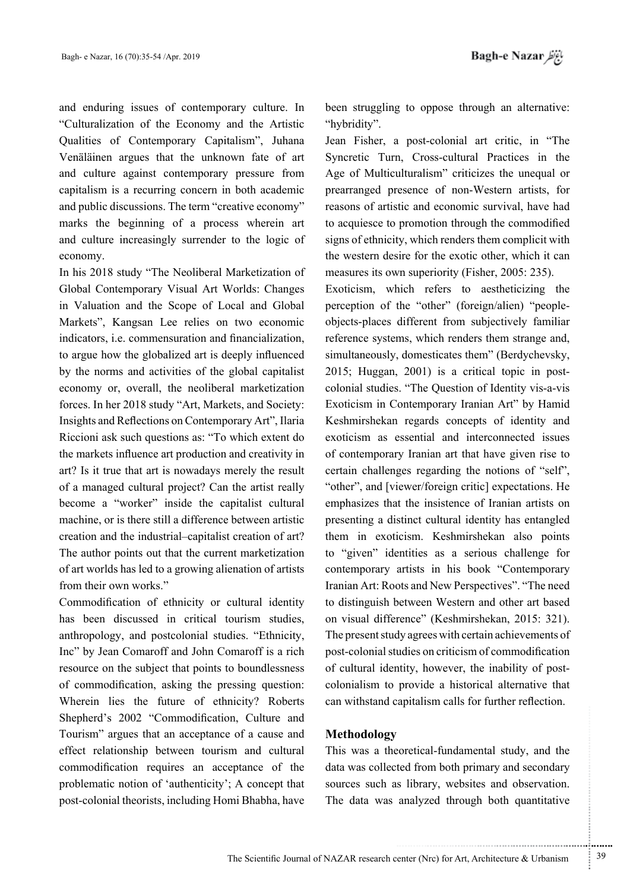and enduring issues of contemporary culture. In "Culturalization of the Economy and the Artistic Qualities of Contemporary Capitalism", Juhana Venäläinen argues that the unknown fate of art and culture against contemporary pressure from capitalism is a recurring concern in both academic and public discussions. The term "creative economy" marks the beginning of a process wherein art and culture increasingly surrender to the logic of economy.

In his 2018 study "The Neoliberal Marketization of Global Contemporary Visual Art Worlds: Changes in Valuation and the Scope of Local and Global Markets", Kangsan Lee relies on two economic indicators, i.e. commensuration and financialization, to argue how the globalized art is deeply influenced by the norms and activities of the global capitalist economy or, overall, the neoliberal marketization forces. In her 2018 study "Art, Markets, and Society: Insights and Reflections on Contemporary Art", Ilaria Riccioni ask such questions as: "To which extent do the markets influence art production and creativity in art? Is it true that art is nowadays merely the result of a managed cultural project? Can the artist really become a "worker" inside the capitalist cultural machine, or is there still a difference between artistic creation and the industrial–capitalist creation of art? The author points out that the current marketization of art worlds has led to a growing alienation of artists from their own works."

Commodification of ethnicity or cultural identity has been discussed in critical tourism studies, anthropology, and postcolonial studies. "Ethnicity, Inc" by Jean Comaroff and John Comaroff is a rich resource on the subject that points to boundlessness of commodification, asking the pressing question: Wherein lies the future of ethnicity? Roberts Shepherd's 2002 "Commodification, Culture and Tourism" argues that an acceptance of a cause and effect relationship between tourism and cultural commodification requires an acceptance of the problematic notion of 'authenticity'; A concept that post-colonial theorists, including Homi Bhabha, have been struggling to oppose through an alternative: "hybridity".

Jean Fisher, a post-colonial art critic, in "The Syncretic Turn, Cross-cultural Practices in the Age of Multiculturalism" criticizes the unequal or prearranged presence of non-Western artists, for reasons of artistic and economic survival, have had to acquiesce to promotion through the commodified signs of ethnicity, which renders them complicit with the western desire for the exotic other, which it can measures its own superiority (Fisher, 2005: 235).

Exoticism, which refers to aestheticizing the perception of the "other" (foreign/alien) "people-objects-places different from subjectively familiar reference systems, which renders them strange and, simultaneously, domesticates them" (Berdychevsky, 2015; Huggan, 2001) is a critical topic in post-colonial studies. "The Question of Identity vis-a-vis Exoticism in Contemporary Iranian Art" by Hamid Keshmirshekan regards concepts of identity and exoticism as essential and interconnected issues of contemporary Iranian art that have given rise to certain challenges regarding the notions of "self", "other", and [viewer/foreign critic] expectations. He emphasizes that the insistence of Iranian artists on presenting a distinct cultural identity has entangled them in exoticism. Keshmirshekan also points to "given" identities as a serious challenge for contemporary artists in his book "Contemporary Iranian Art: Roots and New Perspectives". "The need to distinguish between Western and other art based on visual difference" (Keshmirshekan, 2015: 321).

The present study agrees with certain achievements of post-colonial studies on criticism of commodification of cultural identity, however, the inability of post-colonialism to provide a historical alternative that can withstand capitalism calls for further reflection.

## Methodology

This was a theoretical-fundamental study, and the data was collected from both primary and secondary sources such as library, websites and observation. The data was analyzed through both quantitative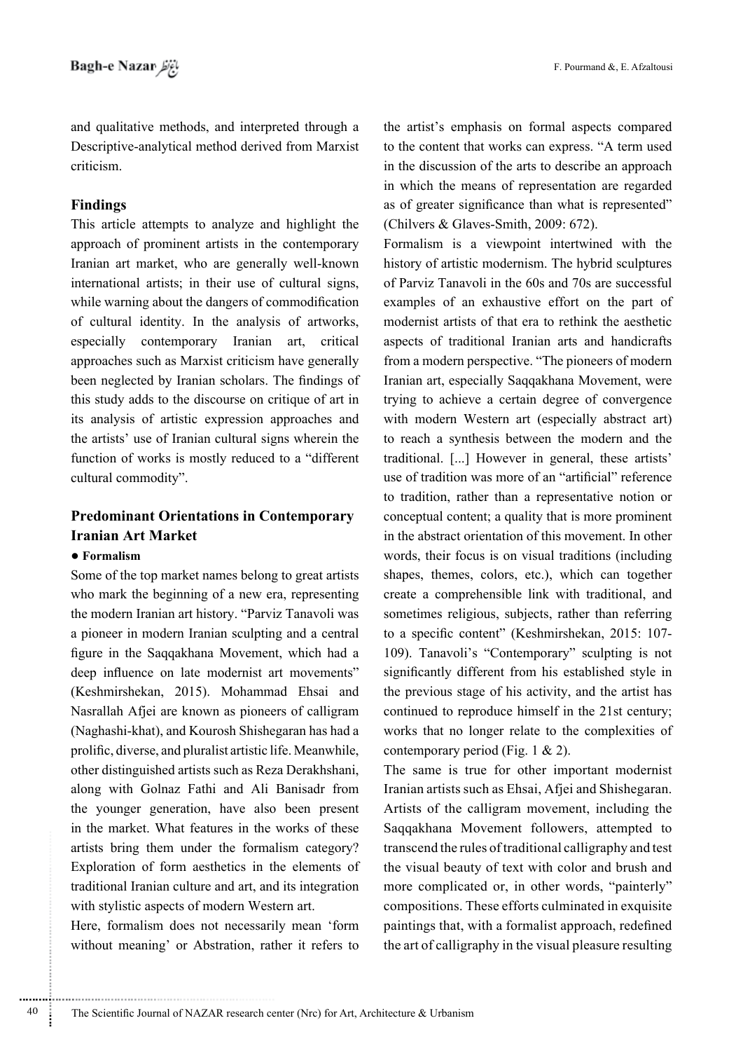and qualitative methods, and interpreted through a Descriptive-analytical method derived from Marxist criticism.

## Findings

This article attempts to analyze and highlight the approach of prominent artists in the contemporary Iranian art market, who are generally well-known international artists; in their use of cultural signs, while warning about the dangers of commodification of cultural identity. In the analysis of artworks, especially contemporary Iranian art, critical approaches such as Marxist criticism have generally been neglected by Iranian scholars. The findings of this study adds to the discourse on critique of art in its analysis of artistic expression approaches and the artists' use of Iranian cultural signs wherein the function of works is mostly reduced to a "different cultural commodity".

## Predominant Orientations in Contemporary Iranian Art Market

**● Formalism**

Some of the top market names belong to great artists who mark the beginning of a new era, representing the modern Iranian art history. "Parviz Tanavoli was a pioneer in modern Iranian sculpting and a central figure in the Saqqakhana Movement, which had a deep influence on late modernist art movements" (Keshmirshekan, 2015). Mohammad Ehsai and Nasrallah Afjei are known as pioneers of calligram (Naghashi-khat), and Kourosh Shishegaran has had a prolific, diverse, and pluralist artistic life. Meanwhile, other distinguished artists such as Reza Derakhshani, along with Golnaz Fathi and Ali Banisadr from the younger generation, have also been present in the market. What features in the works of these artists bring them under the formalism category? Exploration of form aesthetics in the elements of traditional Iranian culture and art, and its integration with stylistic aspects of modern Western art.

Here, formalism does not necessarily mean 'form without meaning' or Abstration, rather it refers to the artist's emphasis on formal aspects compared to the content that works can express. "A term used in the discussion of the arts to describe an approach in which the means of representation are regarded as of greater significance than what is represented" (Chilvers & Glaves-Smith, 2009: 672).

Formalism is a viewpoint intertwined with the history of artistic modernism. The hybrid sculptures of Parviz Tanavoli in the 60s and 70s are successful examples of an exhaustive effort on the part of modernist artists of that era to rethink the aesthetic aspects of traditional Iranian arts and handicrafts from a modern perspective. "The pioneers of modern Iranian art, especially Saqqakhana Movement, were trying to achieve a certain degree of convergence with modern Western art (especially abstract art) to reach a synthesis between the modern and the traditional. [...] However in general, these artists' use of tradition was more of an "artificial" reference to tradition, rather than a representative notion or conceptual content; a quality that is more prominent in the abstract orientation of this movement. In other words, their focus is on visual traditions (including shapes, themes, colors, etc.), which can together create a comprehensible link with traditional, and sometimes religious, subjects, rather than referring to a specific content" (Keshmirshekan, 2015: 107-109). Tanavoli's "Contemporary" sculpting is not significantly different from his established style in the previous stage of his activity, and the artist has continued to reproduce himself in the 21st century; works that no longer relate to the complexities of contemporary period (Fig. 1 & 2).

The same is true for other important modernist Iranian artists such as Ehsai, Afjei and Shishegaran. Artists of the calligram movement, including the Saqqakhana Movement followers, attempted to transcend the rules of traditional calligraphy and test the visual beauty of text with color and brush and more complicated or, in other words, "painterly" compositions. These efforts culminated in exquisite paintings that, with a formalist approach, redefined the art of calligraphy in the visual pleasure resulting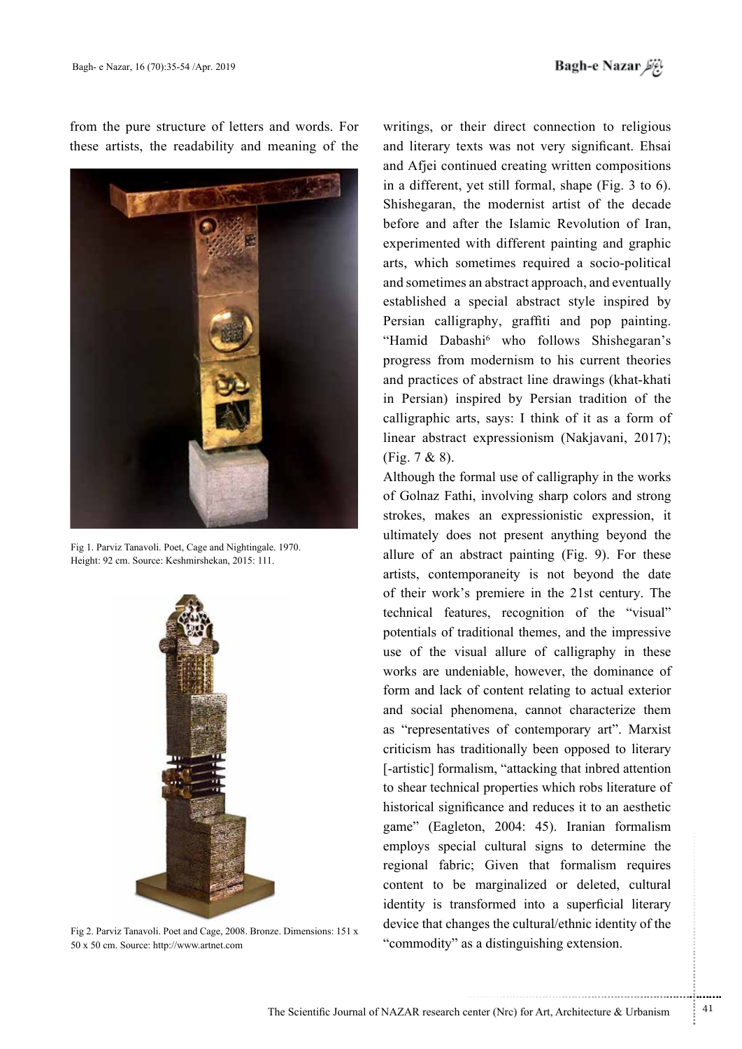from the pure structure of letters and words. For these artists, the readability and meaning of the writings, or their direct connection to religious and literary texts was not very significant. Ehsai and Afjei continued creating written compositions in a different, yet still formal, shape (Fig. 3 to 6). Shishegaran, the modernist artist of the decade before and after the Islamic Revolution of Iran, experimented with different painting and graphic arts, which sometimes required a socio-political and sometimes an abstract approach, and eventually established a special abstract style inspired by Persian calligraphy, graffiti and pop painting. "Hamid Dabashi[6] who follows Shishegaran's progress from modernism to his current theories and practices of abstract line drawings (khat-khati in Persian) inspired by Persian tradition of the calligraphic arts, says: I think of it as a form of linear abstract expressionism (Nakjavani, 2017); (Fig. 7 & 8).

Fig 1. Parviz Tanavoli. Poet, Cage and Nightingale. 1970. Height: 92 cm. Source: Keshmirshekan, 2015: 111.

Fig 2. Parviz Tanavoli. Poet and Cage, 2008. Bronze. Dimensions: 151 x 50 x 50 cm. Source: http://www.artnet.com

Although the formal use of calligraphy in the works of Golnaz Fathi, involving sharp colors and strong strokes, makes an expressionistic expression, it ultimately does not present anything beyond the allure of an abstract painting (Fig. 9). For these artists, contemporaneity is not beyond the date of their work's premiere in the 21st century. The technical features, recognition of the "visual" potentials of traditional themes, and the impressive use of the visual allure of calligraphy in these works are undeniable, however, the dominance of form and lack of content relating to actual exterior and social phenomena, cannot characterize them as "representatives of contemporary art". Marxist criticism has traditionally been opposed to literary [-artistic] formalism, "attacking that inbred attention to shear technical properties which robs literature of historical significance and reduces it to an aesthetic game" (Eagleton, 2004: 45). Iranian formalism employs special cultural signs to determine the regional fabric; Given that formalism requires content to be marginalized or deleted, cultural identity is transformed into a superficial literary device that changes the cultural/ethnic identity of the "commodity" as a distinguishing extension.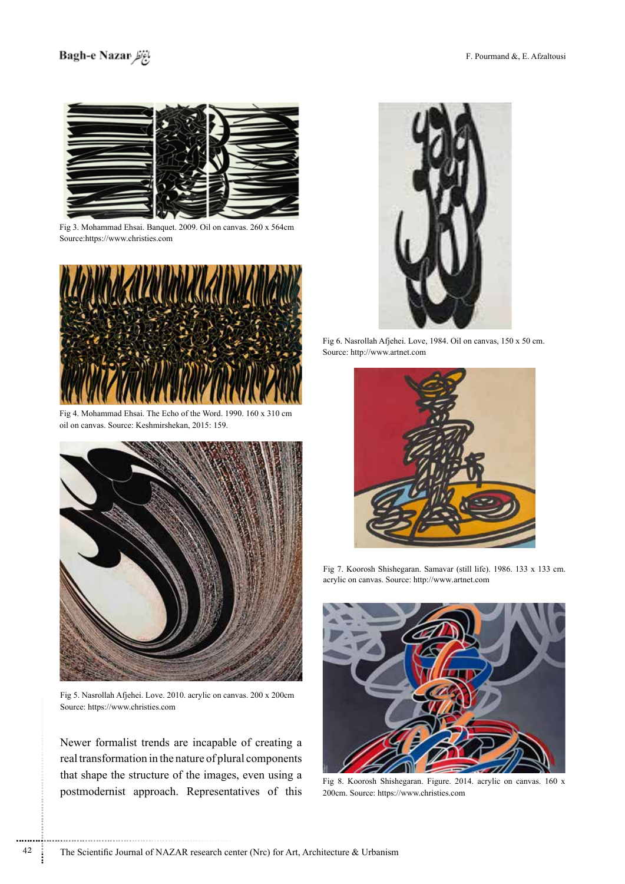Fig 3. Mohammad Ehsai. Banquet. 2009. Oil on canvas. 260 x 564cm
Source:https://www.christies.com

Fig 4. Mohammad Ehsai. The Echo of the Word. 1990. 160 x 310 cm
oil on canvas. Source: Keshmirshekan, 2015: 159.

Fig 5. Nasrollah Afjehei. Love. 2010. acrylic on canvas. 200 x 200cm
Source: https://www.christies.com

Fig 6. Nasrollah Afjehei. Love, 1984. Oil on canvas, 150 x 50 cm.
Source: http://www.artnet.com

Fig 7. Koorosh Shishegaran. Samavar (still life). 1986. 133 x 133 cm. acrylic on canvas. Source: http://www.artnet.com

Fig 8. Koorosh Shishegaran. Figure. 2014. acrylic on canvas. 160 x 200cm. Source: https://www.christies.com

Newer formalist trends are incapable of creating a real transformation in the nature of plural components that shape the structure of the images, even using a postmodernist approach. Representatives of this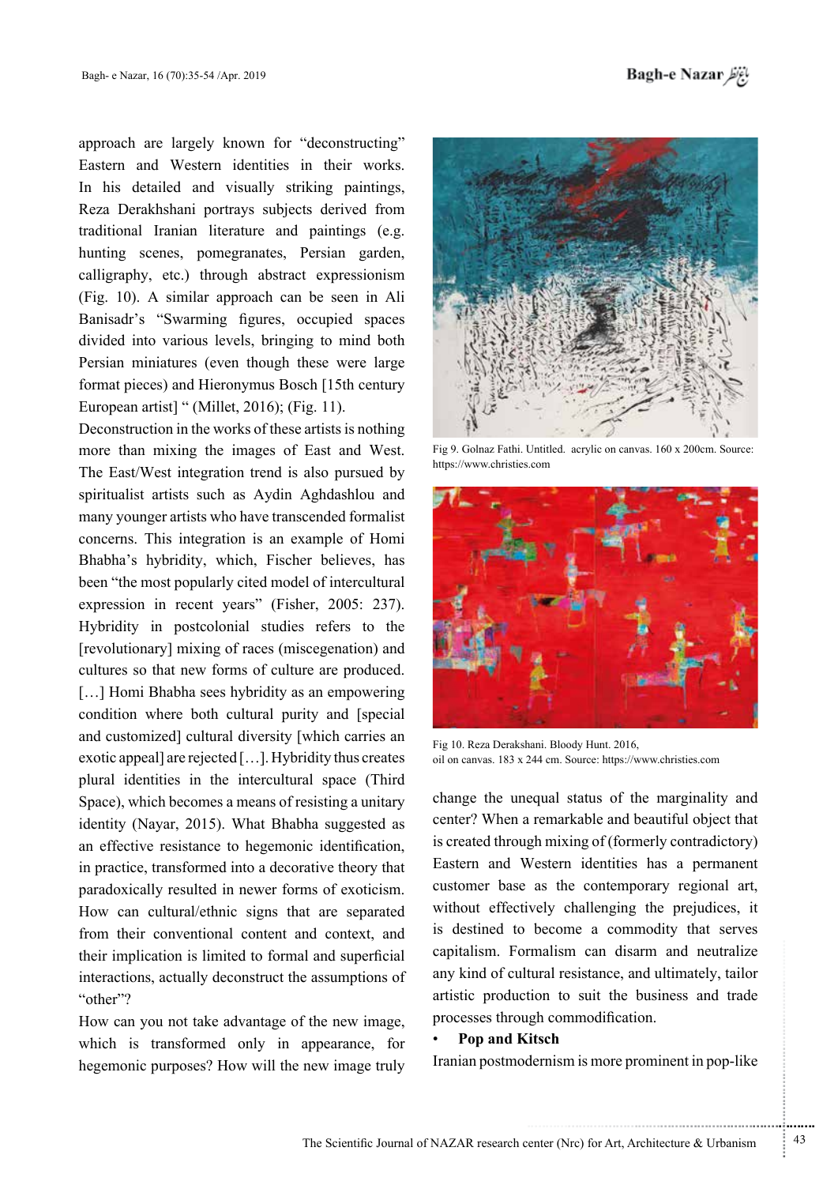approach are largely known for "deconstructing" Eastern and Western identities in their works. In his detailed and visually striking paintings, Reza Derakhshani portrays subjects derived from traditional Iranian literature and paintings (e.g. hunting scenes, pomegranates, Persian garden, calligraphy, etc.) through abstract expressionism (Fig. 10). A similar approach can be seen in Ali Banisadr's "Swarming figures, occupied spaces divided into various levels, bringing to mind both Persian miniatures (even though these were large format pieces) and Hieronymus Bosch [15th century European artist] " (Millet, 2016); (Fig. 11).

Deconstruction in the works of these artists is nothing more than mixing the images of East and West. The East/West integration trend is also pursued by spiritualist artists such as Aydin Aghdashlou and many younger artists who have transcended formalist concerns. This integration is an example of Homi Bhabha's hybridity, which, Fischer believes, has been "the most popularly cited model of intercultural expression in recent years" (Fisher, 2005: 237). Hybridity in postcolonial studies refers to the [revolutionary] mixing of races (miscegenation) and cultures so that new forms of culture are produced. […] Homi Bhabha sees hybridity as an empowering condition where both cultural purity and [special and customized] cultural diversity [which carries an exotic appeal] are rejected […]. Hybridity thus creates plural identities in the intercultural space (Third Space), which becomes a means of resisting a unitary identity (Nayar, 2015). What Bhabha suggested as an effective resistance to hegemonic identification, in practice, transformed into a decorative theory that paradoxically resulted in newer forms of exoticism. How can cultural/ethnic signs that are separated from their conventional content and context, and their implication is limited to formal and superficial interactions, actually deconstruct the assumptions of "other"?

How can you not take advantage of the new image, which is transformed only in appearance, for hegemonic purposes? How will the new image truly change the unequal status of the marginality and center? When a remarkable and beautiful object that is created through mixing of (formerly contradictory) Eastern and Western identities has a permanent customer base as the contemporary regional art, without effectively challenging the prejudices, it is destined to become a commodity that serves capitalism. Formalism can disarm and neutralize any kind of cultural resistance, and ultimately, tailor artistic production to suit the business and trade processes through commodification.

Fig 9. Golnaz Fathi. Untitled. acrylic on canvas. 160 x 200cm. Source: https://www.christies.com

Fig 10. Reza Derakshani. Bloody Hunt. 2016, oil on canvas. 183 x 244 cm. Source: https://www.christies.com

- **Pop and Kitsch**

Iranian postmodernism is more prominent in pop-like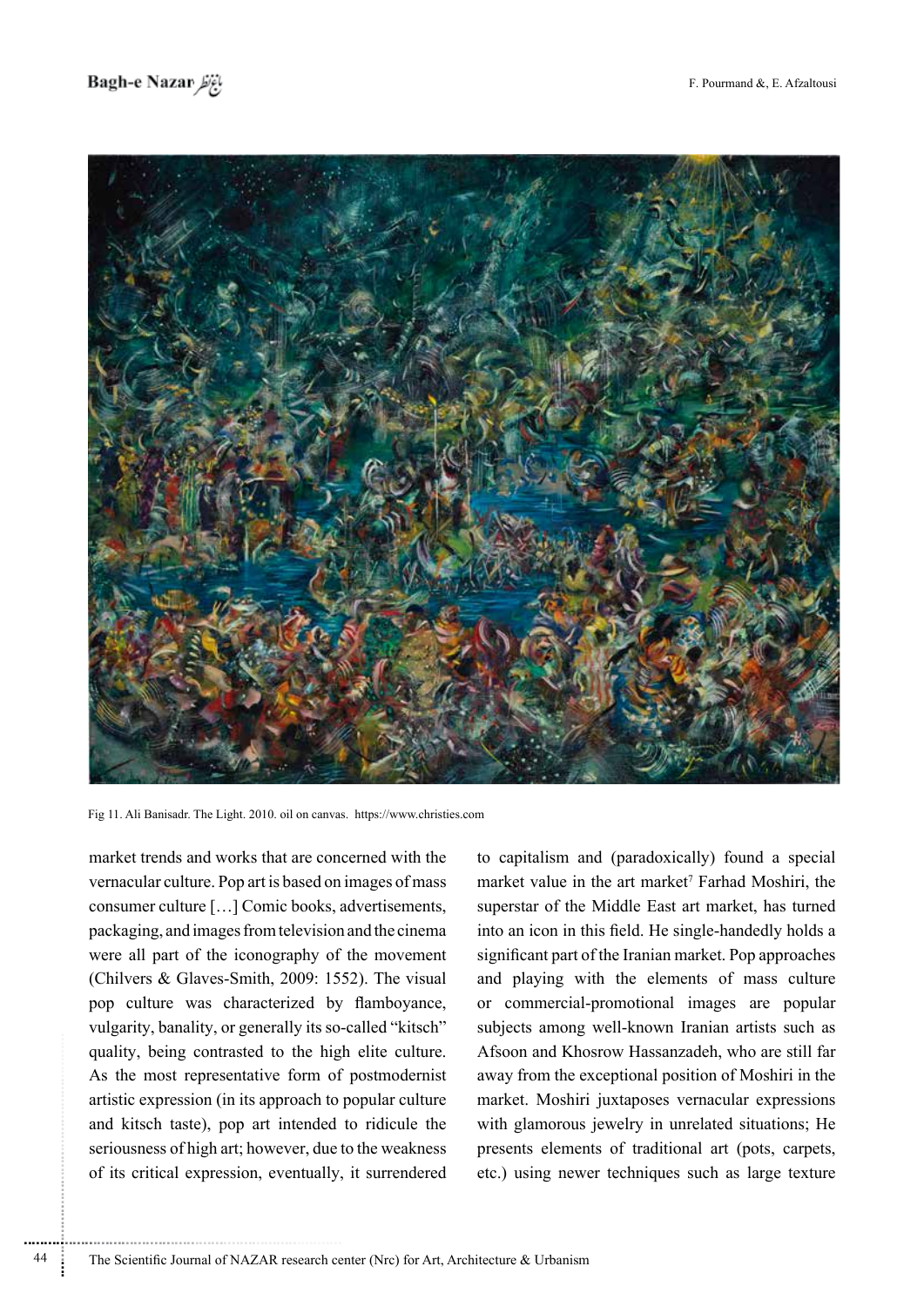Fig 11. Ali Banisadr. The Light. 2010. oil on canvas. https://www.christies.com

market trends and works that are concerned with the vernacular culture. Pop art is based on images of mass consumer culture […] Comic books, advertisements, packaging, and images from television and the cinema were all part of the iconography of the movement (Chilvers & Glaves-Smith, 2009: 1552). The visual pop culture was characterized by flamboyance, vulgarity, banality, or generally its so-called "kitsch" quality, being contrasted to the high elite culture. As the most representative form of postmodernist artistic expression (in its approach to popular culture and kitsch taste), pop art intended to ridicule the seriousness of high art; however, due to the weakness of its critical expression, eventually, it surrendered to capitalism and (paradoxically) found a special market value in the art market[7] Farhad Moshiri, the superstar of the Middle East art market, has turned into an icon in this field. He single-handedly holds a significant part of the Iranian market. Pop approaches and playing with the elements of mass culture or commercial-promotional images are popular subjects among well-known Iranian artists such as Afsoon and Khosrow Hassanzadeh, who are still far away from the exceptional position of Moshiri in the market. Moshiri juxtaposes vernacular expressions with glamorous jewelry in unrelated situations; He presents elements of traditional art (pots, carpets, etc.) using newer techniques such as large texture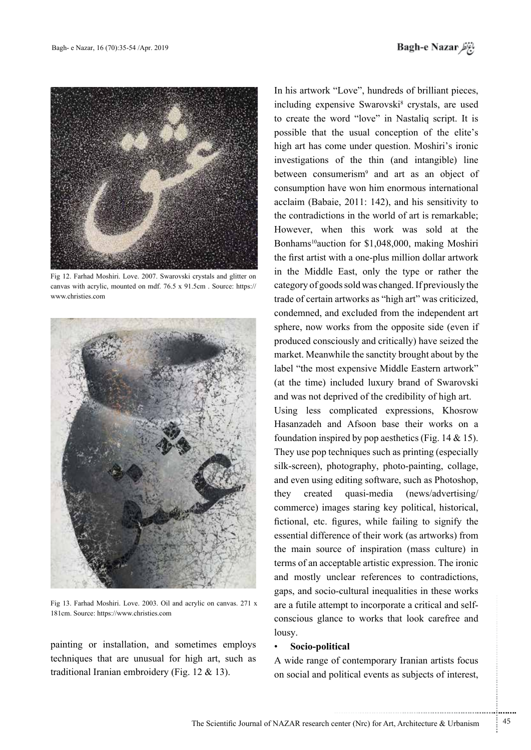Fig 12. Farhad Moshiri. Love. 2007. Swarovski crystals and glitter on canvas with acrylic, mounted on mdf. 76.5 x 91.5cm . Source: https://www.christies.com

Fig 13. Farhad Moshiri. Love. 2003. Oil and acrylic on canvas. 271 x 181cm. Source: https://www.christies.com

painting or installation, and sometimes employs techniques that are unusual for high art, such as traditional Iranian embroidery (Fig. 12 & 13).

In his artwork "Love", hundreds of brilliant pieces, including expensive Swarovski[8] crystals, are used to create the word "love" in Nastaliq script. It is possible that the usual conception of the elite's high art has come under question. Moshiri's ironic investigations of the thin (and intangible) line between consumerism[9] and art as an object of consumption have won him enormous international acclaim (Babaie, 2011: 142), and his sensitivity to the contradictions in the world of art is remarkable; However, when this work was sold at the Bonhams[10]auction for $1,048,000, making Moshiri the first artist with a one-plus million dollar artwork in the Middle East, only the type or rather the category of goods sold was changed. If previously the trade of certain artworks as "high art" was criticized, condemned, and excluded from the independent art sphere, now works from the opposite side (even if produced consciously and critically) have seized the market. Meanwhile the sanctity brought about by the label "the most expensive Middle Eastern artwork" (at the time) included luxury brand of Swarovski and was not deprived of the credibility of high art.

Using less complicated expressions, Khosrow Hasanzadeh and Afsoon base their works on a foundation inspired by pop aesthetics (Fig. 14 & 15). They use pop techniques such as printing (especially silk-screen), photography, photo-painting, collage, and even using editing software, such as Photoshop, they created quasi-media (news/advertising/commerce) images staring key political, historical, fictional, etc. figures, while failing to signify the essential difference of their work (as artworks) from the main source of inspiration (mass culture) in terms of an acceptable artistic expression. The ironic and mostly unclear references to contradictions, gaps, and socio-cultural inequalities in these works are a futile attempt to incorporate a critical and self-conscious glance to works that look carefree and lousy.

- **Socio-political**

A wide range of contemporary Iranian artists focus on social and political events as subjects of interest,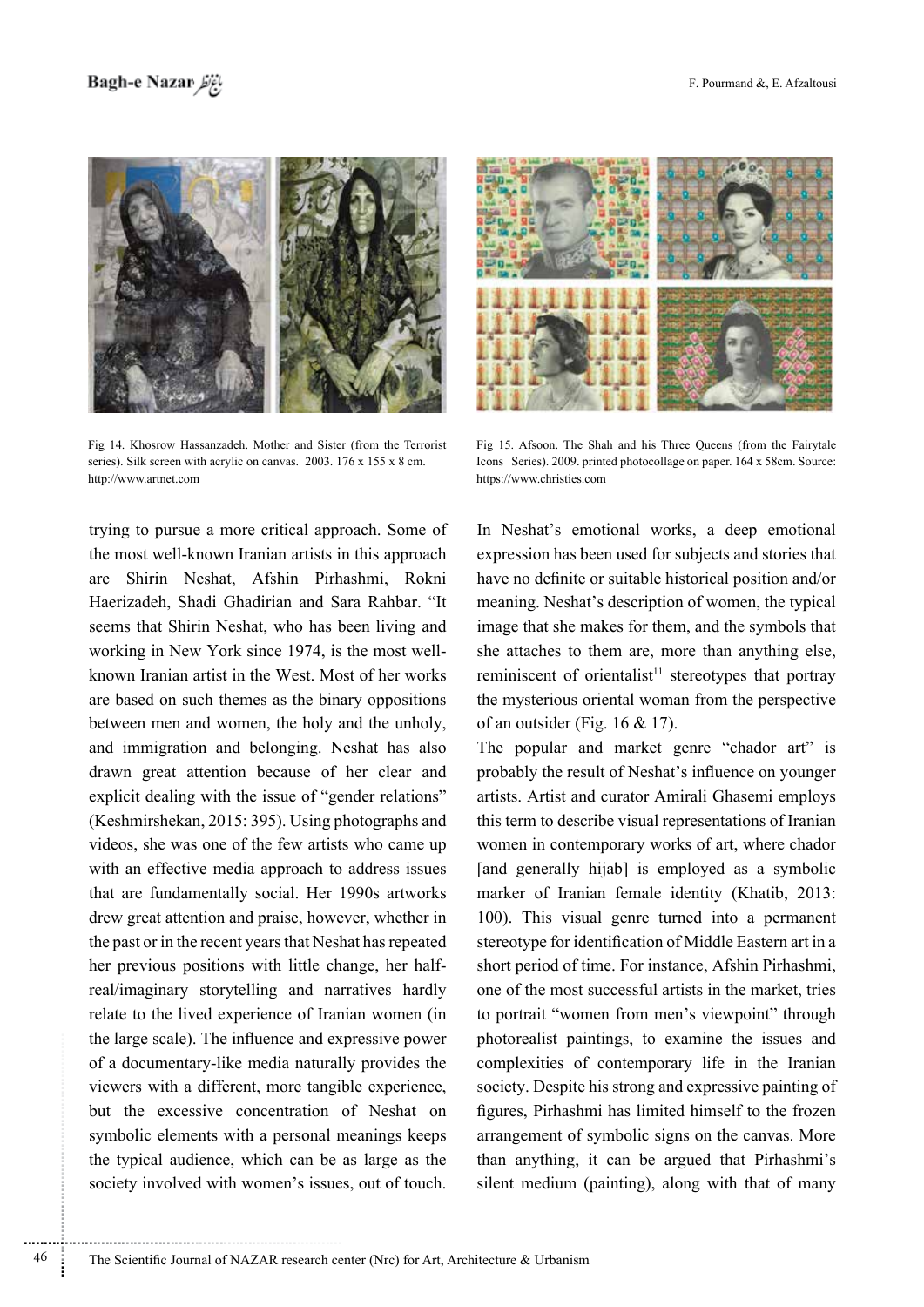Fig 14. Khosrow Hassanzadeh. Mother and Sister (from the Terrorist series). Silk screen with acrylic on canvas. 2003. 176 x 155 x 8 cm. http://www.artnet.com

Fig 15. Afsoon. The Shah and his Three Queens (from the Fairytale Icons Series). 2009. printed photocollage on paper. 164 x 58cm. Source: https://www.christies.com

trying to pursue a more critical approach. Some of the most well-known Iranian artists in this approach are Shirin Neshat, Afshin Pirhashmi, Rokni Haerizadeh, Shadi Ghadirian and Sara Rahbar. "It seems that Shirin Neshat, who has been living and working in New York since 1974, is the most well-known Iranian artist in the West. Most of her works are based on such themes as the binary oppositions between men and women, the holy and the unholy, and immigration and belonging. Neshat has also drawn great attention because of her clear and explicit dealing with the issue of "gender relations" (Keshmirshekan, 2015: 395). Using photographs and videos, she was one of the few artists who came up with an effective media approach to address issues that are fundamentally social. Her 1990s artworks drew great attention and praise, however, whether in the past or in the recent years that Neshat has repeated her previous positions with little change, her half-real/imaginary storytelling and narratives hardly relate to the lived experience of Iranian women (in the large scale). The influence and expressive power of a documentary-like media naturally provides the viewers with a different, more tangible experience, but the excessive concentration of Neshat on symbolic elements with a personal meanings keeps the typical audience, which can be as large as the society involved with women's issues, out of touch.

In Neshat's emotional works, a deep emotional expression has been used for subjects and stories that have no definite or suitable historical position and/or meaning. Neshat's description of women, the typical image that she makes for them, and the symbols that she attaches to them are, more than anything else, reminiscent of orientalist[11] stereotypes that portray the mysterious oriental woman from the perspective of an outsider (Fig. 16 & 17).

The popular and market genre "chador art" is probably the result of Neshat's influence on younger artists. Artist and curator Amirali Ghasemi employs this term to describe visual representations of Iranian women in contemporary works of art, where chador [and generally hijab] is employed as a symbolic marker of Iranian female identity (Khatib, 2013: 100). This visual genre turned into a permanent stereotype for identification of Middle Eastern art in a short period of time. For instance, Afshin Pirhashmi, one of the most successful artists in the market, tries to portrait "women from men's viewpoint" through photorealist paintings, to examine the issues and complexities of contemporary life in the Iranian society. Despite his strong and expressive painting of figures, Pirhashmi has limited himself to the frozen arrangement of symbolic signs on the canvas. More than anything, it can be argued that Pirhashmi's silent medium (painting), along with that of many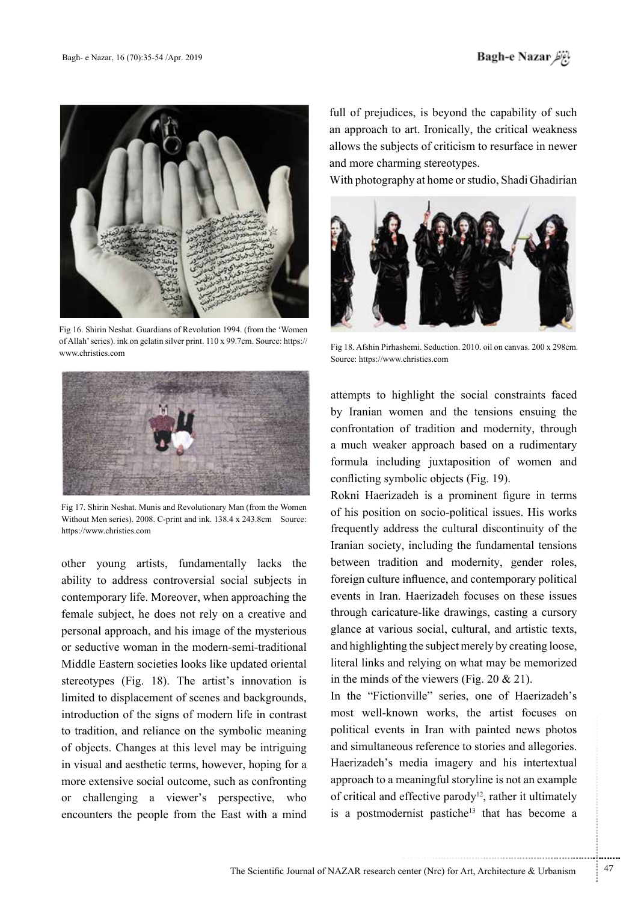Fig 16. Shirin Neshat. Guardians of Revolution 1994. (from the 'Women of Allah' series). ink on gelatin silver print. 110 x 99.7cm. Source: https://www.christies.com

Fig 17. Shirin Neshat. Munis and Revolutionary Man (from the Women Without Men series). 2008. C-print and ink. 138.4 x 243.8cm Source: https://www.christies.com

other young artists, fundamentally lacks the ability to address controversial social subjects in contemporary life. Moreover, when approaching the female subject, he does not rely on a creative and personal approach, and his image of the mysterious or seductive woman in the modern-semi-traditional Middle Eastern societies looks like updated oriental stereotypes (Fig. 18). The artist's innovation is limited to displacement of scenes and backgrounds, introduction of the signs of modern life in contrast to tradition, and reliance on the symbolic meaning of objects. Changes at this level may be intriguing in visual and aesthetic terms, however, hoping for a more extensive social outcome, such as confronting or challenging a viewer's perspective, who encounters the people from the East with a mind full of prejudices, is beyond the capability of such an approach to art. Ironically, the critical weakness allows the subjects of criticism to resurface in newer and more charming stereotypes.

With photography at home or studio, Shadi Ghadirian attempts to highlight the social constraints faced by Iranian women and the tensions ensuing the confrontation of tradition and modernity, through a much weaker approach based on a rudimentary formula including juxtaposition of women and conflicting symbolic objects (Fig. 19).

Fig 18. Afshin Pirhashemi. Seduction. 2010. oil on canvas. 200 x 298cm. Source: https://www.christies.com

Rokni Haerizadeh is a prominent figure in terms of his position on socio-political issues. His works frequently address the cultural discontinuity of the Iranian society, including the fundamental tensions between tradition and modernity, gender roles, foreign culture influence, and contemporary political events in Iran. Haerizadeh focuses on these issues through caricature-like drawings, casting a cursory glance at various social, cultural, and artistic texts, and highlighting the subject merely by creating loose, literal links and relying on what may be memorized in the minds of the viewers (Fig. 20 & 21).

In the "Fictionville" series, one of Haerizadeh's most well-known works, the artist focuses on political events in Iran with painted news photos and simultaneous reference to stories and allegories. Haerizadeh's media imagery and his intertextual approach to a meaningful storyline is not an example of critical and effective parody[12], rather it ultimately is a postmodernist pastiche[13] that has become a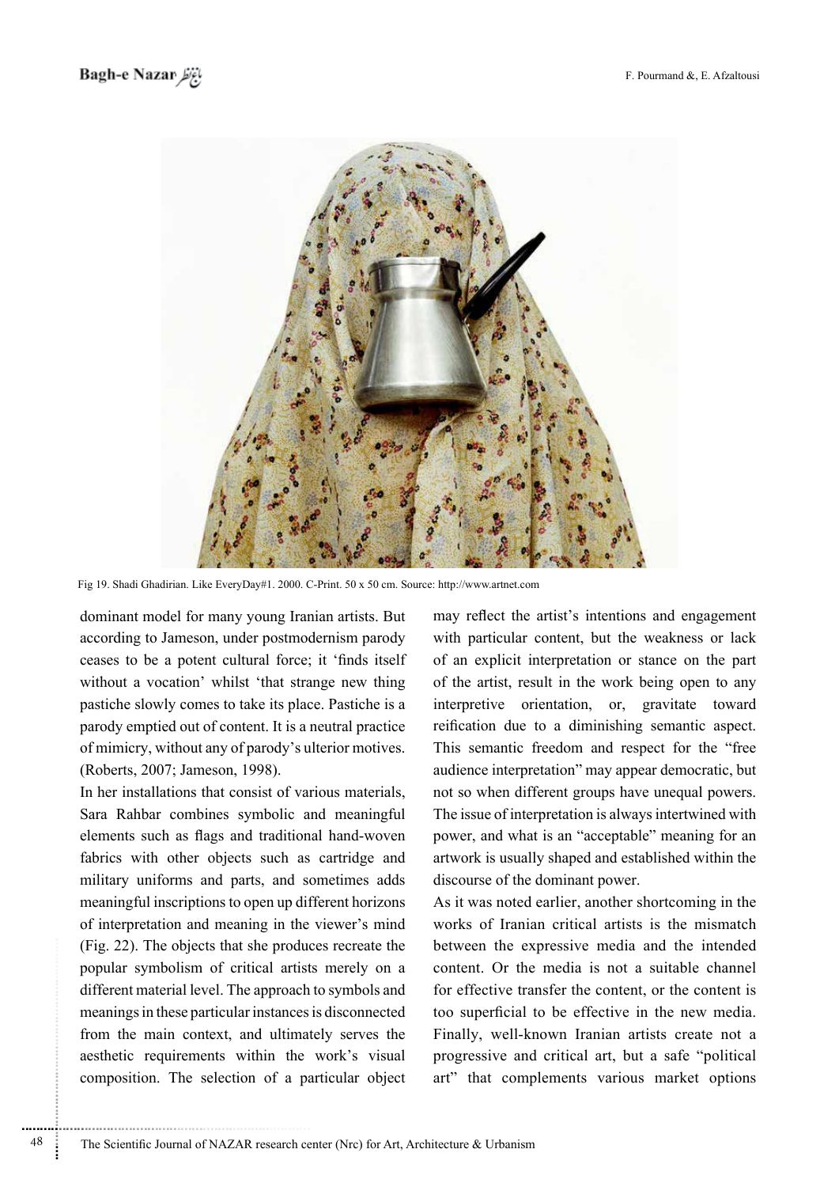Fig 19. Shadi Ghadirian. Like EveryDay#1. 2000. C-Print. 50 x 50 cm. Source: http://www.artnet.com

dominant model for many young Iranian artists. But according to Jameson, under postmodernism parody ceases to be a potent cultural force; it 'finds itself without a vocation' whilst 'that strange new thing pastiche slowly comes to take its place. Pastiche is a parody emptied out of content. It is a neutral practice of mimicry, without any of parody's ulterior motives. (Roberts, 2007; Jameson, 1998).

In her installations that consist of various materials, Sara Rahbar combines symbolic and meaningful elements such as flags and traditional hand-woven fabrics with other objects such as cartridge and military uniforms and parts, and sometimes adds meaningful inscriptions to open up different horizons of interpretation and meaning in the viewer's mind (Fig. 22). The objects that she produces recreate the popular symbolism of critical artists merely on a different material level. The approach to symbols and meanings in these particular instances is disconnected from the main context, and ultimately serves the aesthetic requirements within the work's visual composition. The selection of a particular object may reflect the artist's intentions and engagement with particular content, but the weakness or lack of an explicit interpretation or stance on the part of the artist, result in the work being open to any interpretive orientation, or, gravitate toward reification due to a diminishing semantic aspect. This semantic freedom and respect for the "free audience interpretation" may appear democratic, but not so when different groups have unequal powers. The issue of interpretation is always intertwined with power, and what is an "acceptable" meaning for an artwork is usually shaped and established within the discourse of the dominant power.

As it was noted earlier, another shortcoming in the works of Iranian critical artists is the mismatch between the expressive media and the intended content. Or the media is not a suitable channel for effective transfer the content, or the content is too superficial to be effective in the new media. Finally, well-known Iranian artists create not a progressive and critical art, but a safe "political art" that complements various market options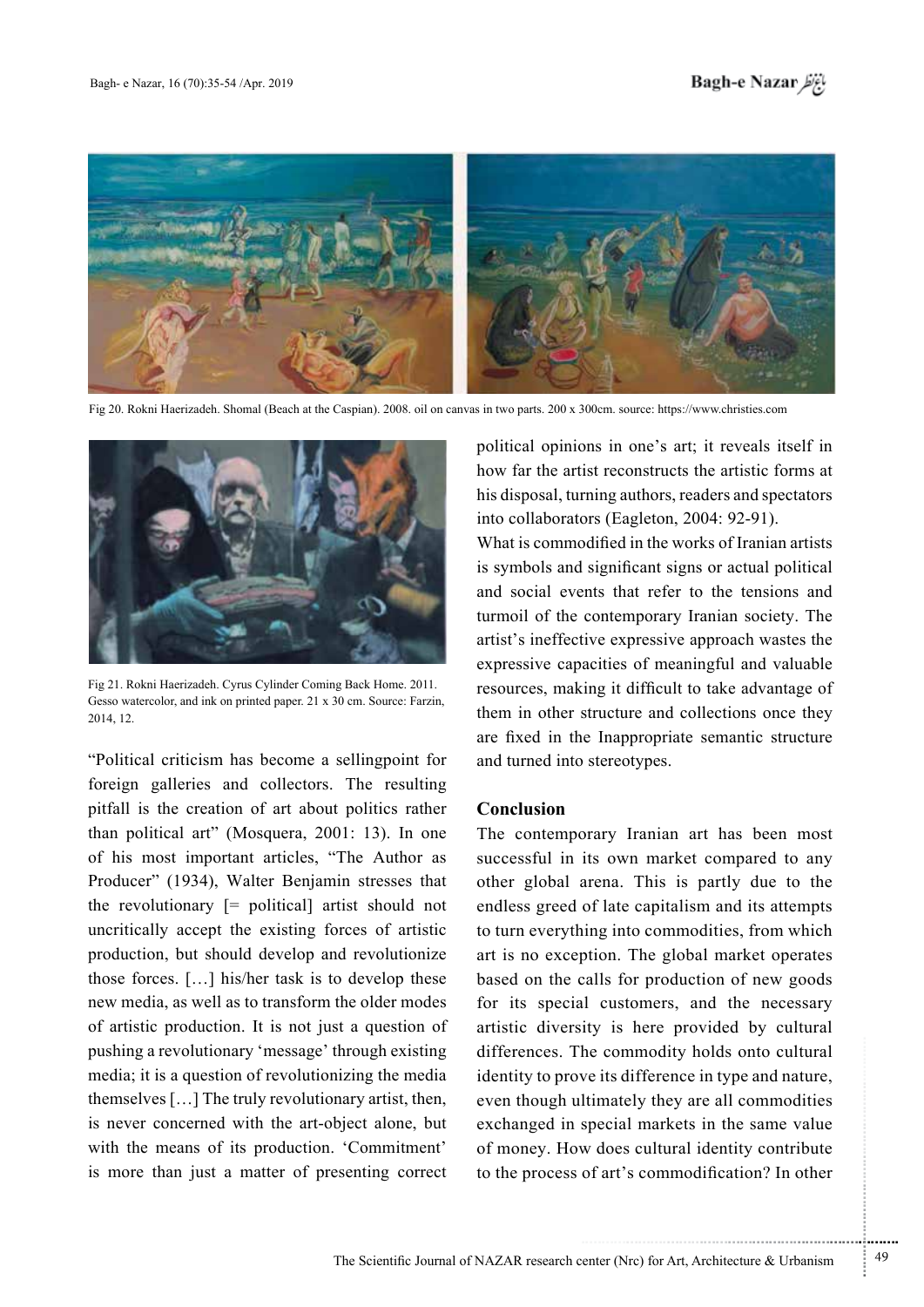Fig 20. Rokni Haerizadeh. Shomal (Beach at the Caspian). 2008. oil on canvas in two parts. 200 x 300cm. source: https://www.christies.com

Fig 21. Rokni Haerizadeh. Cyrus Cylinder Coming Back Home. 2011. Gesso watercolor, and ink on printed paper. 21 x 30 cm. Source: Farzin, 2014, 12.

"Political criticism has become a sellingpoint for foreign galleries and collectors. The resulting pitfall is the creation of art about politics rather than political art" (Mosquera, 2001: 13). In one of his most important articles, "The Author as Producer" (1934), Walter Benjamin stresses that the revolutionary [= political] artist should not uncritically accept the existing forces of artistic production, but should develop and revolutionize those forces. […] his/her task is to develop these new media, as well as to transform the older modes of artistic production. It is not just a question of pushing a revolutionary 'message' through existing media; it is a question of revolutionizing the media themselves […] The truly revolutionary artist, then, is never concerned with the art-object alone, but with the means of its production. 'Commitment' is more than just a matter of presenting correct political opinions in one's art; it reveals itself in how far the artist reconstructs the artistic forms at his disposal, turning authors, readers and spectators into collaborators (Eagleton, 2004: 92-91).

What is commodified in the works of Iranian artists is symbols and significant signs or actual political and social events that refer to the tensions and turmoil of the contemporary Iranian society. The artist's ineffective expressive approach wastes the expressive capacities of meaningful and valuable resources, making it difficult to take advantage of them in other structure and collections once they are fixed in the Inappropriate semantic structure and turned into stereotypes.

## Conclusion

The contemporary Iranian art has been most successful in its own market compared to any other global arena. This is partly due to the endless greed of late capitalism and its attempts to turn everything into commodities, from which art is no exception. The global market operates based on the calls for production of new goods for its special customers, and the necessary artistic diversity is here provided by cultural differences. The commodity holds onto cultural identity to prove its difference in type and nature, even though ultimately they are all commodities exchanged in special markets in the same value of money. How does cultural identity contribute to the process of art's commodification? In other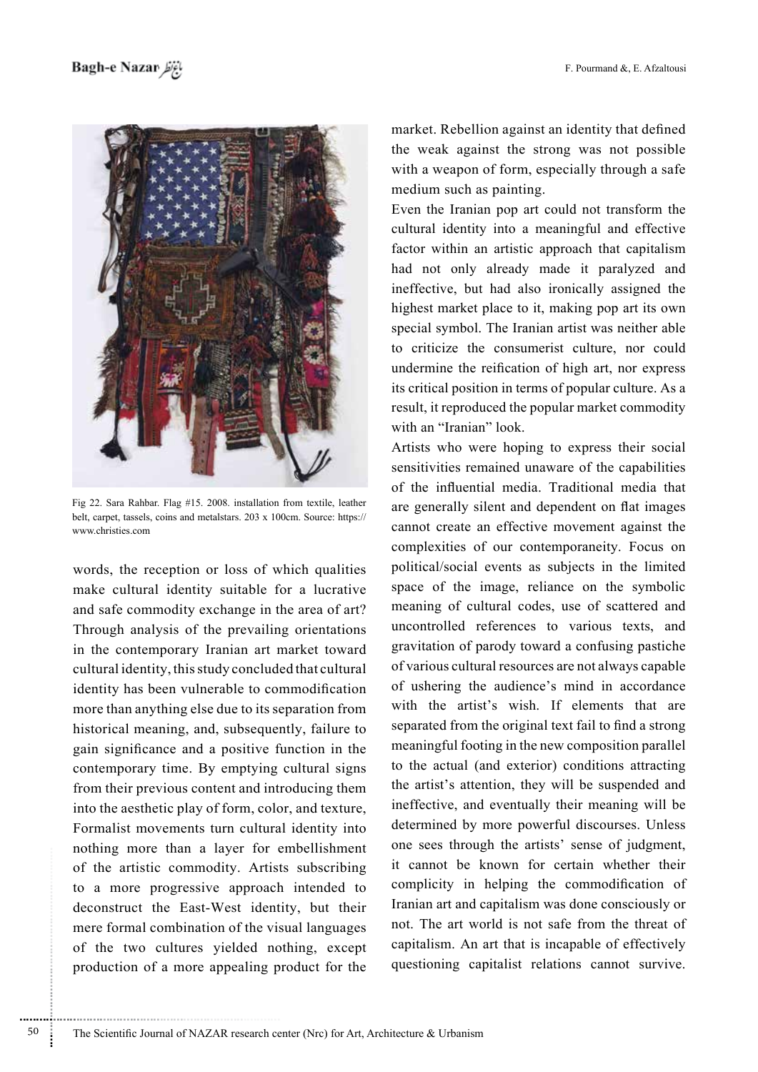Fig 22. Sara Rahbar. Flag #15. 2008. installation from textile, leather belt, carpet, tassels, coins and metalstars. 203 x 100cm. Source: https://www.christies.com

words, the reception or loss of which qualities make cultural identity suitable for a lucrative and safe commodity exchange in the area of art? Through analysis of the prevailing orientations in the contemporary Iranian art market toward cultural identity, this study concluded that cultural identity has been vulnerable to commodification more than anything else due to its separation from historical meaning, and, subsequently, failure to gain significance and a positive function in the contemporary time. By emptying cultural signs from their previous content and introducing them into the aesthetic play of form, color, and texture, Formalist movements turn cultural identity into nothing more than a layer for embellishment of the artistic commodity. Artists subscribing to a more progressive approach intended to deconstruct the East-West identity, but their mere formal combination of the visual languages of the two cultures yielded nothing, except production of a more appealing product for the market. Rebellion against an identity that defined the weak against the strong was not possible with a weapon of form, especially through a safe medium such as painting.

Even the Iranian pop art could not transform the cultural identity into a meaningful and effective factor within an artistic approach that capitalism had not only already made it paralyzed and ineffective, but had also ironically assigned the highest market place to it, making pop art its own special symbol. The Iranian artist was neither able to criticize the consumerist culture, nor could undermine the reification of high art, nor express its critical position in terms of popular culture. As a result, it reproduced the popular market commodity with an "Iranian" look.

Artists who were hoping to express their social sensitivities remained unaware of the capabilities of the influential media. Traditional media that are generally silent and dependent on flat images cannot create an effective movement against the complexities of our contemporaneity. Focus on political/social events as subjects in the limited space of the image, reliance on the symbolic meaning of cultural codes, use of scattered and uncontrolled references to various texts, and gravitation of parody toward a confusing pastiche of various cultural resources are not always capable of ushering the audience's mind in accordance with the artist's wish. If elements that are separated from the original text fail to find a strong meaningful footing in the new composition parallel to the actual (and exterior) conditions attracting the artist's attention, they will be suspended and ineffective, and eventually their meaning will be determined by more powerful discourses. Unless one sees through the artists' sense of judgment, it cannot be known for certain whether their complicity in helping the commodification of Iranian art and capitalism was done consciously or not. The art world is not safe from the threat of capitalism. An art that is incapable of effectively questioning capitalist relations cannot survive.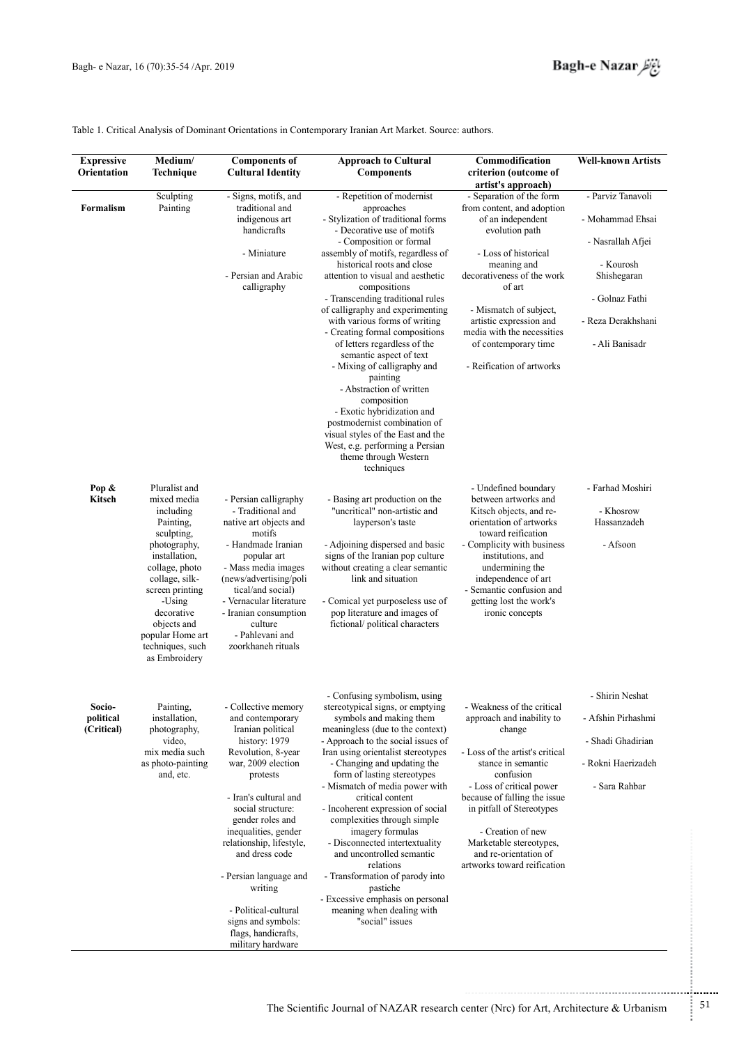Table 1. Critical Analysis of Dominant Orientations in Contemporary Iranian Art Market. Source: authors.

| Expressive Orientation | Medium/ Technique | Components of Cultural Identity | Approach to Cultural Components | Commodification criterion (outcome of artist's approach) | Well-known Artists |
|---|---|---|---|---|---|
| Formalism | Sculpting Painting | - Signs, motifs, and traditional and indigenous art handicrafts<br>- Miniature<br>- Persian and Arabic calligraphy | - Repetition of modernist approaches<br>- Stylization of traditional forms<br>- Decorative use of motifs<br>- Composition or formal assembly of motifs, regardless of historical roots and close attention to visual and aesthetic compositions<br>- Transcending traditional rules of calligraphy and experimenting with various forms of writing<br>- Creating formal compositions of letters regardless of the semantic aspect of text<br>- Mixing of calligraphy and painting<br>- Abstraction of written composition<br>- Exotic hybridization and postmodernist combination of visual styles of the East and the West, e.g. performing a Persian theme through Western techniques | - Separation of the form from content, and adoption of an independent evolution path<br>- Loss of historical meaning and decorativeness of the work of art<br>- Mismatch of subject, artistic expression and media with the necessities of contemporary time<br>- Reification of artworks | - Parviz Tanavoli<br>- Mohammad Ehsai<br>- Nasrallah Afjei<br>- Kourosh Shishegaran<br>- Golnaz Fathi<br>- Reza Derakhshani<br>- Ali Banisadr |
| Pop & Kitsch | Pluralist and mixed media including Painting, sculpting, photography, installation, collage, photo collage, silk-screen printing<br>-Using decorative objects and popular Home art techniques, such as Embroidery | - Persian calligraphy<br>- Traditional and native art objects and motifs<br>- Handmade Iranian popular art<br>- Mass media images (news/advertising/political and social)<br>- Vernacular literature<br>- Iranian consumption culture<br>- Pahlevani and zoorkhaneh rituals | - Basing art production on the "uncritical" non-artistic and layperson's taste<br>- Adjoining dispersed and basic signs of the Iranian pop culture without creating a clear semantic link and situation<br>- Comical yet purposeless use of pop literature and images of fictional/ political characters | - Undefined boundary between artworks and Kitsch objects, and re-orientation of artworks toward reification<br>- Complicity with business institutions, and undermining the independence of art<br>- Semantic confusion and getting lost the work's ironic concepts | - Farhad Moshiri<br>- Khosrow Hassanzadeh<br>- Afsoon |
| Socio-political (Critical) | Painting, installation, photography, video, mix media such as photo-painting and, etc. | - Collective memory and contemporary Iranian political history: 1979 Revolution, 8-year war, 2009 election protests<br>- Iran's cultural and social structure: gender roles and inequalities, gender relationship, lifestyle, and dress code<br>- Persian language and writing<br>- Political-cultural signs and symbols: flags, handicrafts, military hardware | - Confusing symbolism, using stereotypical signs, or emptying symbols and making them meaningless (due to the context)<br>- Approach to the social issues of Iran using orientalist stereotypes<br>- Changing and updating the form of lasting stereotypes<br>- Mismatch of media power with critical content<br>- Incoherent expression of social complexities through simple imagery formulas<br>- Disconnected intertextuality and uncontrolled semantic relations<br>- Transformation of parody into pastiche<br>- Excessive emphasis on personal meaning when dealing with "social" issues | - Weakness of the critical approach and inability to change<br>- Loss of the artist's critical stance in semantic confusion<br>- Loss of critical power because of falling the issue in pitfall of Stereotypes<br>- Creation of new Marketable stereotypes, and re-orientation of artworks toward reification | - Shirin Neshat<br>- Afshin Pirhashmi<br>- Shadi Ghadirian<br>- Rokni Haerizadeh<br>- Sara Rahbar |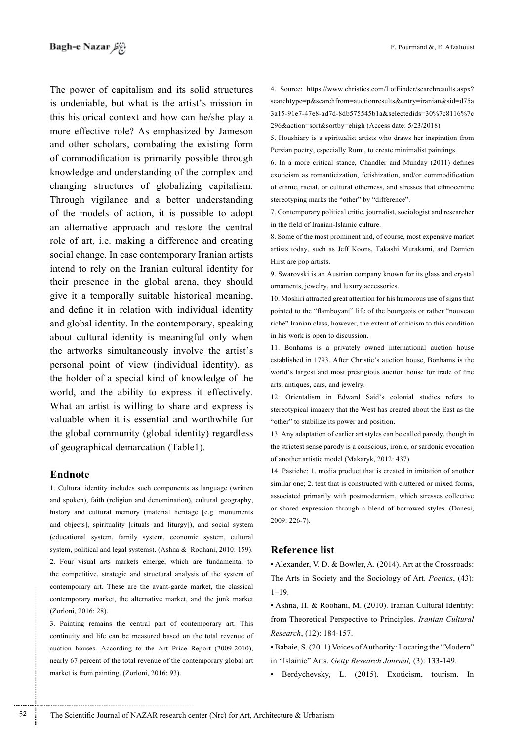The power of capitalism and its solid structures is undeniable, but what is the artist's mission in this historical context and how can he/she play a more effective role? As emphasized by Jameson and other scholars, combating the existing form of commodification is primarily possible through knowledge and understanding of the complex and changing structures of globalizing capitalism. Through vigilance and a better understanding of the models of action, it is possible to adopt an alternative approach and restore the central role of art, i.e. making a difference and creating social change. In case contemporary Iranian artists intend to rely on the Iranian cultural identity for their presence in the global arena, they should give it a temporally suitable historical meaning, and define it in relation with individual identity and global identity. In the contemporary, speaking about cultural identity is meaningful only when the artworks simultaneously involve the artist's personal point of view (individual identity), as the holder of a special kind of knowledge of the world, and the ability to express it effectively. What an artist is willing to share and express is valuable when it is essential and worthwhile for the global community (global identity) regardless of geographical demarcation (Table1).

## Endnote

1. Cultural identity includes such components as language (written and spoken), faith (religion and denomination), cultural geography, history and cultural memory (material heritage [e.g. monuments and objects], spirituality [rituals and liturgy]), and social system (educational system, family system, economic system, cultural system, political and legal systems). (Ashna & Roohani, 2010: 159).

2. Four visual arts markets emerge, which are fundamental to the competitive, strategic and structural analysis of the system of contemporary art. These are the avant-garde market, the classical contemporary market, the alternative market, and the junk market (Zorloni, 2016: 28).

3. Painting remains the central part of contemporary art. This continuity and life can be measured based on the total revenue of auction houses. According to the Art Price Report (2009-2010), nearly 67 percent of the total revenue of the contemporary global art market is from painting. (Zorloni, 2016: 93).

4. Source: https://www.christies.com/LotFinder/searchresults.aspx?searchtype=p&searchfrom=auctionresults&entry=iranian&sid=d75a3a15-91e7-47e8-ad7d-8db575545b1a&selectedids=30%7c8116%7c296&action=sort&sortby=ehigh (Access date: 5/23/2018)

5. Houshiary is a spiritualist artists who draws her inspiration from Persian poetry, especially Rumi, to create minimalist paintings.

6. In a more critical stance, Chandler and Munday (2011) defines exoticism as romanticization, fetishization, and/or commodification of ethnic, racial, or cultural otherness, and stresses that ethnocentric stereotyping marks the "other" by "difference".

7. Contemporary political critic, journalist, sociologist and researcher in the field of Iranian-Islamic culture.

8. Some of the most prominent and, of course, most expensive market artists today, such as Jeff Koons, Takashi Murakami, and Damien Hirst are pop artists.

9. Swarovski is an Austrian company known for its glass and crystal ornaments, jewelry, and luxury accessories.

10. Moshiri attracted great attention for his humorous use of signs that pointed to the "flamboyant" life of the bourgeois or rather "nouveau riche" Iranian class, however, the extent of criticism to this condition in his work is open to discussion.

11. Bonhams is a privately owned international auction house established in 1793. After Christie's auction house, Bonhams is the world's largest and most prestigious auction house for trade of fine arts, antiques, cars, and jewelry.

12. Orientalism in Edward Said's colonial studies refers to stereotypical imagery that the West has created about the East as the "other" to stabilize its power and position.

13. Any adaptation of earlier art styles can be called parody, though in the strictest sense parody is a conscious, ironic, or sardonic evocation of another artistic model (Makaryk, 2012: 437).

14. Pastiche: 1. media product that is created in imitation of another similar one; 2. text that is constructed with cluttered or mixed forms, associated primarily with postmodernism, which stresses collective or shared expression through a blend of borrowed styles. (Danesi, 2009: 226-7).

## Reference list

• Alexander, V. D. & Bowler, A. (2014). Art at the Crossroads: The Arts in Society and the Sociology of Art. *Poetics*, (43): 1–19.

• Ashna, H. & Roohani, M. (2010). Iranian Cultural Identity: from Theoretical Perspective to Principles. *Iranian Cultural Research*, (12): 184-157.

• Babaie, S. (2011) Voices of Authority: Locating the "Modern" in "Islamic" Arts. *Getty Research Journal,* (3): 133-149.

• Berdychevsky, L. (2015). Exoticism, tourism. In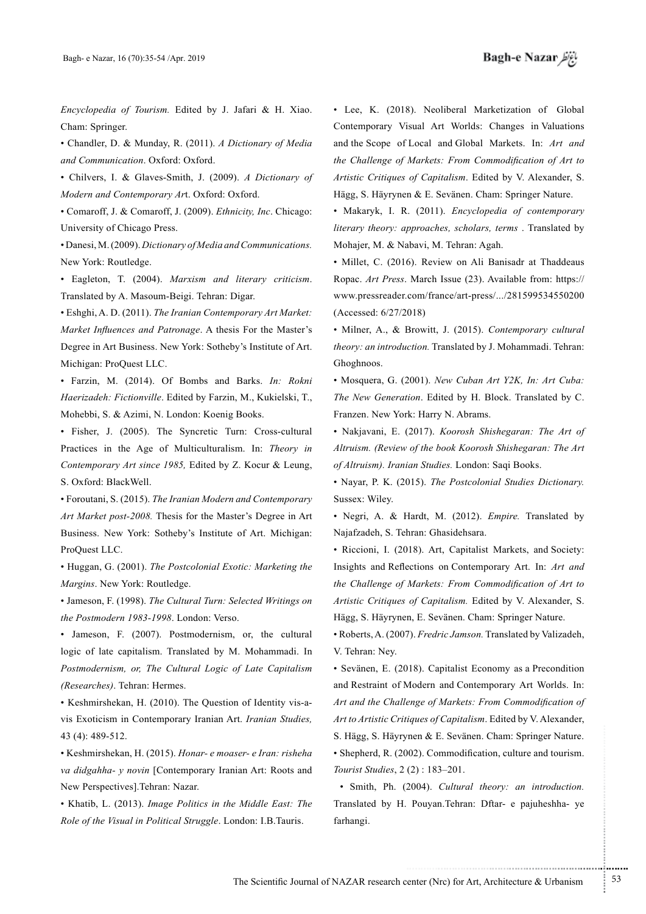*Encyclopedia of Tourism.* Edited by J. Jafari & H. Xiao. Cham: Springer.

• Chandler, D. & Munday, R. (2011). *A Dictionary of Media and Communication*. Oxford: Oxford.

• Chilvers, I. & Glaves-Smith, J. (2009). *A Dictionary of Modern and Contemporary Ar*t. Oxford: Oxford.

• Comaroff, J. & Comaroff, J. (2009). *Ethnicity, Inc*. Chicago: University of Chicago Press.

• Danesi, M. (2009). *Dictionary of Media and Communications.* New York: Routledge.

• Eagleton, T. (2004). *Marxism and literary criticism*. Translated by A. Masoum-Beigi. Tehran: Digar.

• Eshghi, A. D. (2011). *The Iranian Contemporary Art Market: Market Influences and Patronage*. A thesis For the Master's Degree in Art Business. New York: Sotheby's Institute of Art. Michigan: ProQuest LLC.

• Farzin, M. (2014). Of Bombs and Barks. *In: Rokni Haerizadeh: Fictionville*. Edited by Farzin, M., Kukielski, T., Mohebbi, S. & Azimi, N. London: Koenig Books.

• Fisher, J. (2005). The Syncretic Turn: Cross-cultural Practices in the Age of Multiculturalism. In: *Theory in Contemporary Art since 1985,* Edited by Z. Kocur & Leung, S. Oxford: BlackWell.

• Foroutani, S. (2015). *The Iranian Modern and Contemporary Art Market post-2008.* Thesis for the Master's Degree in Art Business. New York: Sotheby's Institute of Art. Michigan: ProQuest LLC.

• Huggan, G. (2001). *The Postcolonial Exotic: Marketing the Margins*. New York: Routledge.

• Jameson, F. (1998). *The Cultural Turn: Selected Writings on the Postmodern 1983-1998*. London: Verso.

• Jameson, F. (2007). Postmodernism, or, the cultural logic of late capitalism. Translated by M. Mohammadi. In *Postmodernism, or, The Cultural Logic of Late Capitalism (Researches)*. Tehran: Hermes.

• Keshmirshekan, H. (2010). The Question of Identity vis-a-vis Exoticism in Contemporary Iranian Art. *Iranian Studies,* 43 (4): 489-512.

• Keshmirshekan, H. (2015). *Honar- e moaser- e Iran: risheha va didgahha- y novin* [Contemporary Iranian Art: Roots and New Perspectives].Tehran: Nazar.

• Khatib, L. (2013). *Image Politics in the Middle East: The Role of the Visual in Political Struggle*. London: I.B.Tauris.

• Lee, K. (2018). Neoliberal Marketization of Global Contemporary Visual Art Worlds: Changes in Valuations and the Scope of Local and Global Markets. In: *Art and the Challenge of Markets: From Commodification of Art to Artistic Critiques of Capitalism*. Edited by V. Alexander, S. Hägg, S. Häyrynen & E. Sevänen. Cham: Springer Nature.

• Makaryk, I. R. (2011). *Encyclopedia of contemporary literary theory: approaches, scholars, terms* . Translated by Mohajer, M. & Nabavi, M. Tehran: Agah.

• Millet, C. (2016). Review on Ali Banisadr at Thaddeaus Ropac. *Art Press*. March Issue (23). Available from: https://www.pressreader.com/france/art-press/.../281599534550200 (Accessed: 6/27/2018)

• Milner, A., & Browitt, J. (2015). *Contemporary cultural theory: an introduction.* Translated by J. Mohammadi. Tehran: Ghoghnoos.

• Mosquera, G. (2001). *New Cuban Art Y2K, In: Art Cuba: The New Generation*. Edited by H. Block. Translated by C. Franzen. New York: Harry N. Abrams.

• Nakjavani, E. (2017). *Koorosh Shishegaran: The Art of Altruism. (Review of the book Koorosh Shishegaran: The Art of Altruism). Iranian Studies.* London: Saqi Books.

• Nayar, P. K. (2015). *The Postcolonial Studies Dictionary.* Sussex: Wiley.

• Negri, A. & Hardt, M. (2012). *Empire.* Translated by Najafzadeh, S. Tehran: Ghasidehsara.

• Riccioni, I. (2018). Art, Capitalist Markets, and Society: Insights and Reflections on Contemporary Art. In: *Art and the Challenge of Markets: From Commodification of Art to Artistic Critiques of Capitalism.* Edited by V. Alexander, S. Hägg, S. Häyrynen, E. Sevänen. Cham: Springer Nature.

• Roberts, A. (2007). *Fredric Jamson.* Translated by Valizadeh, V. Tehran: Ney.

• Sevänen, E. (2018). Capitalist Economy as a Precondition and Restraint of Modern and Contemporary Art Worlds. In: *Art and the Challenge of Markets: From Commodification of Art to Artistic Critiques of Capitalism*. Edited by V. Alexander, S. Hägg, S. Häyrynen & E. Sevänen. Cham: Springer Nature.

• Shepherd, R. (2002). Commodification, culture and tourism. *Tourist Studies*, 2 (2) : 183–201.

• Smith, Ph. (2004). *Cultural theory: an introduction.* Translated by H. Pouyan.Tehran: Dftar- e pajuheshha- ye farhangi.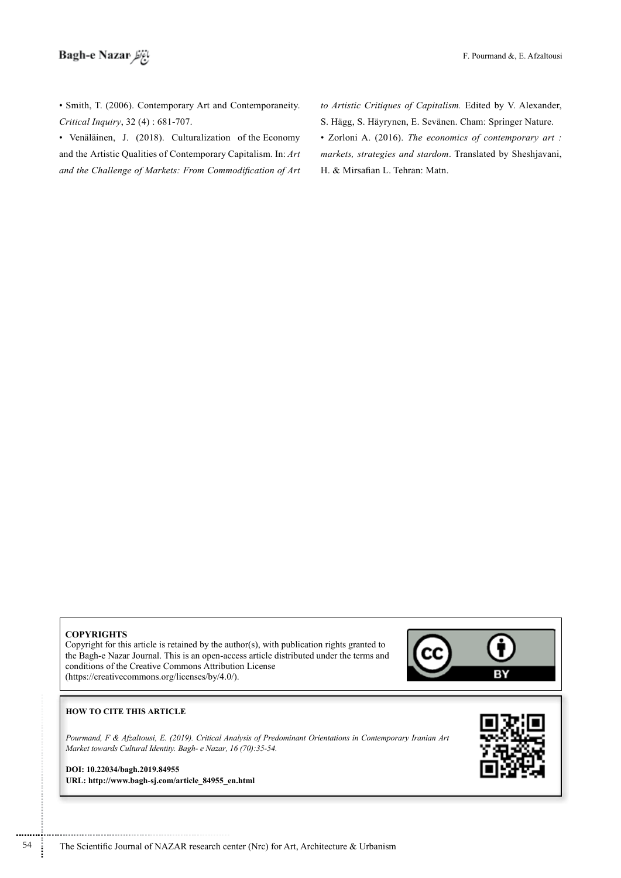• Smith, T. (2006). Contemporary Art and Contemporaneity. *Critical Inquiry*, 32 (4) : 681-707.

• Venäläinen, J. (2018). Culturalization of the Economy and the Artistic Qualities of Contemporary Capitalism. In: *Art and the Challenge of Markets: From Commodification of Art to Artistic Critiques of Capitalism.* Edited by V. Alexander, S. Hägg, S. Häyrynen, E. Sevänen. Cham: Springer Nature.

• Zorloni A. (2016). *The economics of contemporary art : markets, strategies and stardom*. Translated by Sheshjavani, H. & Mirsafian L. Tehran: Matn.

**COPYRIGHTS**
Copyright for this article is retained by the author(s), with publication rights granted to the Bagh-e Nazar Journal. This is an open-access article distributed under the terms and conditions of the Creative Commons Attribution License (https://creativecommons.org/licenses/by/4.0/).

**HOW TO CITE THIS ARTICLE**

*Pourmand, F & Afzaltousi, E. (2019). Critical Analysis of Predominant Orientations in Contemporary Iranian Art Market towards Cultural Identity. Bagh- e Nazar, 16 (70):35-54.*

**DOI: 10.22034/bagh.2019.84955**
**URL: http://www.bagh-sj.com/article_84955_en.html**